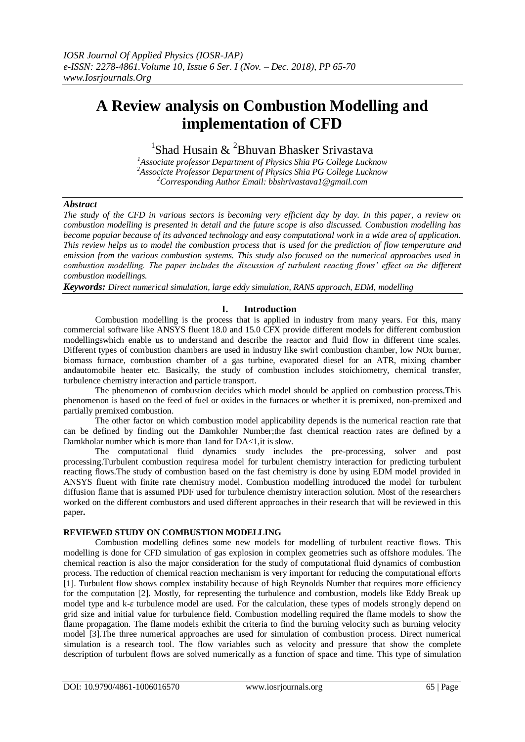# A Review analysis on Combustion Modelling and implementation of CFD

[1]Shad Husain & [2]Bhuvan Bhasker Srivastava

[1]*Associate professor Department of Physics Shia PG College Lucknow*
[2]*Associcte Professor Department of Physics Shia PG College Lucknow*
[2]*Corresponding Author Email: bbshrivastava1@gmail.com*

### *Abstract*

*The study of the CFD in various sectors is becoming very efficient day by day. In this paper, a review on combustion modelling is presented in detail and the future scope is also discussed. Combustion modelling has become popular because of its advanced technology and easy computational work in a wide area of application. This review helps us to model the combustion process that is used for the prediction of flow temperature and emission from the various combustion systems. This study also focused on the numerical approaches used in combustion modelling. The paper includes the discussion of turbulent reacting flows' effect on the different combustion modellings.*

***Keywords:*** *Direct numerical simulation, large eddy simulation, RANS approach, EDM, modelling*

## I. Introduction

Combustion modelling is the process that is applied in industry from many years. For this, many commercial software like ANSYS fluent 18.0 and 15.0 CFX provide different models for different combustion modellingswhich enable us to understand and describe the reactor and fluid flow in different time scales. Different types of combustion chambers are used in industry like swirl combustion chamber, low NOx burner, biomass furnace, combustion chamber of a gas turbine, evaporated diesel for an ATR, mixing chamber andautomobile heater etc. Basically, the study of combustion includes stoichiometry, chemical transfer, turbulence chemistry interaction and particle transport.

The phenomenon of combustion decides which model should be applied on combustion process.This phenomenon is based on the feed of fuel or oxides in the furnaces or whether it is premixed, non-premixed and partially premixed combustion.

The other factor on which combustion model applicability depends is the numerical reaction rate that can be defined by finding out the Damkohler Number;the fast chemical reaction rates are defined by a Damkholar number which is more than 1and for DA<1,it is slow.

The computational fluid dynamics study includes the pre-processing, solver and post processing.Turbulent combustion requiresa model for turbulent chemistry interaction for predicting turbulent reacting flows.The study of combustion based on the fast chemistry is done by using EDM model provided in ANSYS fluent with finite rate chemistry model. Combustion modelling introduced the model for turbulent diffusion flame that is assumed PDF used for turbulence chemistry interaction solution. Most of the researchers worked on the different combustors and used different approaches in their research that will be reviewed in this paper**.**

### REVIEWED STUDY ON COMBUSTION MODELLING

Combustion modelling defines some new models for modelling of turbulent reactive flows. This modelling is done for CFD simulation of gas explosion in complex geometries such as offshore modules. The chemical reaction is also the major consideration for the study of computational fluid dynamics of combustion process. The reduction of chemical reaction mechanism is very important for reducing the computational efforts [1]. Turbulent flow shows complex instability because of high Reynolds Number that requires more efficiency for the computation [2]. Mostly, for representing the turbulence and combustion, models like Eddy Break up model type and k-$\varepsilon$ turbulence model are used. For the calculation, these types of models strongly depend on grid size and initial value for turbulence field. Combustion modelling required the flame models to show the flame propagation. The flame models exhibit the criteria to find the burning velocity such as burning velocity model [3].The three numerical approaches are used for simulation of combustion process. Direct numerical simulation is a research tool. The flow variables such as velocity and pressure that show the complete description of turbulent flows are solved numerically as a function of space and time. This type of simulation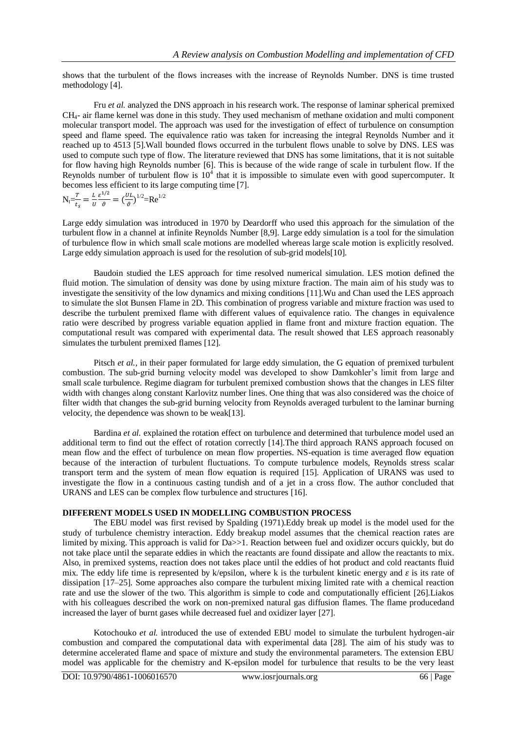shows that the turbulent of the flows increases with the increase of Reynolds Number. DNS is time trusted methodology [4].

Fru *et al.* analyzed the DNS approach in his research work. The response of laminar spherical premixed $CH_4$- air flame kernel was done in this study. They used mechanism of methane oxidation and multi component molecular transport model. The approach was used for the investigation of effect of turbulence on consumption speed and flame speed. The equivalence ratio was taken for increasing the integral Reynolds Number and it reached up to 4513 [5].Wall bounded flows occurred in the turbulent flows unable to solve by DNS. LES was used to compute such type of flow. The literature reviewed that DNS has some limitations, that it is not suitable for flow having high Reynolds number [6]. This is because of the wide range of scale in turbulent flow. If the Reynolds number of turbulent flow is $10^4$ that it is impossible to simulate even with good supercomputer. It becomes less efficient to its large computing time [7].

$$N_t = \frac{T}{t_s} = \frac{L}{U}\frac{\varepsilon^{1/2}}{\vartheta} = \left(\frac{UL}{\vartheta}\right)^{1/2} = Re^{1/2}$$

Large eddy simulation was introduced in 1970 by Deardorff who used this approach for the simulation of the turbulent flow in a channel at infinite Reynolds Number [8,9]. Large eddy simulation is a tool for the simulation of turbulence flow in which small scale motions are modelled whereas large scale motion is explicitly resolved. Large eddy simulation approach is used for the resolution of sub-grid models[10].

Baudoin studied the LES approach for time resolved numerical simulation. LES motion defined the fluid motion. The simulation of density was done by using mixture fraction. The main aim of his study was to investigate the sensitivity of the low dynamics and mixing conditions [11].Wu and Chan used the LES approach to simulate the slot Bunsen Flame in 2D. This combination of progress variable and mixture fraction was used to describe the turbulent premixed flame with different values of equivalence ratio. The changes in equivalence ratio were described by progress variable equation applied in flame front and mixture fraction equation. The computational result was compared with experimental data. The result showed that LES approach reasonably simulates the turbulent premixed flames [12].

Pitsch *et al.*, in their paper formulated for large eddy simulation, the G equation of premixed turbulent combustion. The sub-grid burning velocity model was developed to show Damkohler's limit from large and small scale turbulence. Regime diagram for turbulent premixed combustion shows that the changes in LES filter width with changes along constant Karlovitz number lines. One thing that was also considered was the choice of filter width that changes the sub-grid burning velocity from Reynolds averaged turbulent to the laminar burning velocity, the dependence was shown to be weak[13].

Bardina *et al.* explained the rotation effect on turbulence and determined that turbulence model used an additional term to find out the effect of rotation correctly [14].The third approach RANS approach focused on mean flow and the effect of turbulence on mean flow properties. NS-equation is time averaged flow equation because of the interaction of turbulent fluctuations. To compute turbulence models, Reynolds stress scalar transport term and the system of mean flow equation is required [15]. Application of URANS was used to investigate the flow in a continuous casting tundish and of a jet in a cross flow. The author concluded that URANS and LES can be complex flow turbulence and structures [16].

## DIFFERENT MODELS USED IN MODELLING COMBUSTION PROCESS

The EBU model was first revised by Spalding (1971).Eddy break up model is the model used for the study of turbulence chemistry interaction. Eddy breakup model assumes that the chemical reaction rates are limited by mixing. This approach is valid for Da>>1. Reaction between fuel and oxidizer occurs quickly, but do not take place until the separate eddies in which the reactants are found dissipate and allow the reactants to mix. Also, in premixed systems, reaction does not takes place until the eddies of hot product and cold reactants fluid mix. The eddy life time is represented by k/epsilon, where k is the turbulent kinetic energy and $\varepsilon$ is its rate of dissipation [17–25]. Some approaches also compare the turbulent mixing limited rate with a chemical reaction rate and use the slower of the two. This algorithm is simple to code and computationally efficient [26].Liakos with his colleagues described the work on non-premixed natural gas diffusion flames. The flame producedand increased the layer of burnt gases while decreased fuel and oxidizer layer [27].

Kotochouko *et al.* introduced the use of extended EBU model to simulate the turbulent hydrogen-air combustion and compared the computational data with experimental data [28]. The aim of his study was to determine accelerated flame and space of mixture and study the environmental parameters. The extension EBU model was applicable for the chemistry and K-epsilon model for turbulence that results to be the very least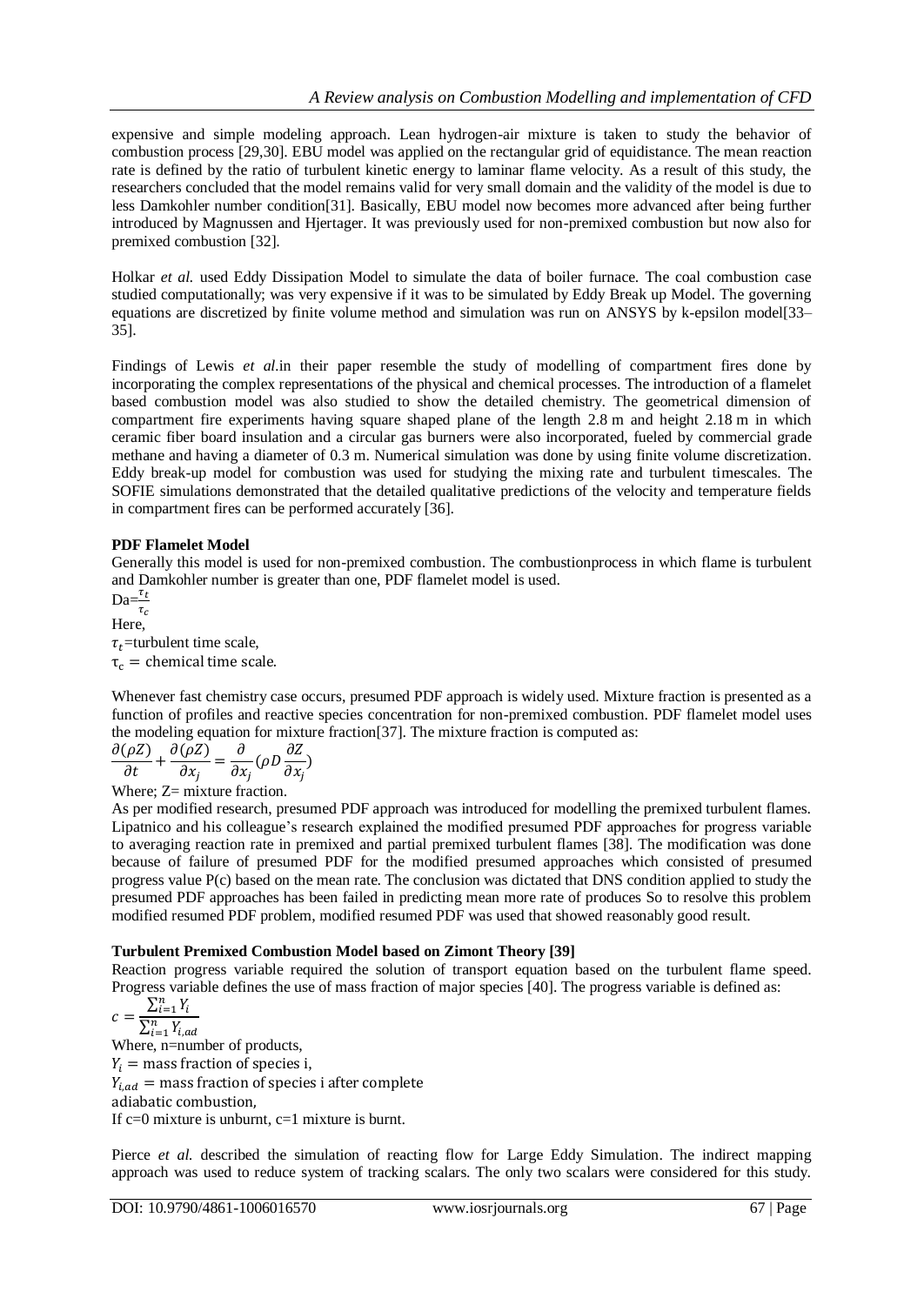expensive and simple modeling approach. Lean hydrogen-air mixture is taken to study the behavior of combustion process [29,30]. EBU model was applied on the rectangular grid of equidistance. The mean reaction rate is defined by the ratio of turbulent kinetic energy to laminar flame velocity. As a result of this study, the researchers concluded that the model remains valid for very small domain and the validity of the model is due to less Damkohler number condition[31]. Basically, EBU model now becomes more advanced after being further introduced by Magnussen and Hjertager. It was previously used for non-premixed combustion but now also for premixed combustion [32].

Holkar *et al.* used Eddy Dissipation Model to simulate the data of boiler furnace. The coal combustion case studied computationally; was very expensive if it was to be simulated by Eddy Break up Model. The governing equations are discretized by finite volume method and simulation was run on ANSYS by k-epsilon model[33–35].

Findings of Lewis *et al.*in their paper resemble the study of modelling of compartment fires done by incorporating the complex representations of the physical and chemical processes. The introduction of a flamelet based combustion model was also studied to show the detailed chemistry. The geometrical dimension of compartment fire experiments having square shaped plane of the length 2.8 m and height 2.18 m in which ceramic fiber board insulation and a circular gas burners were also incorporated, fueled by commercial grade methane and having a diameter of 0.3 m. Numerical simulation was done by using finite volume discretization. Eddy break-up model for combustion was used for studying the mixing rate and turbulent timescales. The SOFIE simulations demonstrated that the detailed qualitative predictions of the velocity and temperature fields in compartment fires can be performed accurately [36].

**PDF Flamelet Model**

Generally this model is used for non-premixed combustion. The combustionprocess in which flame is turbulent and Damkohler number is greater than one, PDF flamelet model is used.

$$Da=\frac{\tau_t}{\tau_c}$$

Here,

$\tau_t$=turbulent time scale,

$\tau_c$ = chemical time scale.

Whenever fast chemistry case occurs, presumed PDF approach is widely used. Mixture fraction is presented as a function of profiles and reactive species concentration for non-premixed combustion. PDF flamelet model uses the modeling equation for mixture fraction[37]. The mixture fraction is computed as:

$$\frac{\partial(\rho Z)}{\partial t}+\frac{\partial(\rho Z)}{\partial x_j}=\frac{\partial}{\partial x_j}(\rho D\frac{\partial Z}{\partial x_j})$$

Where; Z= mixture fraction.

As per modified research, presumed PDF approach was introduced for modelling the premixed turbulent flames. Lipatnico and his colleague's research explained the modified presumed PDF approaches for progress variable to averaging reaction rate in premixed and partial premixed turbulent flames [38]. The modification was done because of failure of presumed PDF for the modified presumed approaches which consisted of presumed progress value P(c) based on the mean rate. The conclusion was dictated that DNS condition applied to study the presumed PDF approaches has been failed in predicting mean more rate of produces So to resolve this problem modified resumed PDF problem, modified resumed PDF was used that showed reasonably good result.

**Turbulent Premixed Combustion Model based on Zimont Theory [39]**

Reaction progress variable required the solution of transport equation based on the turbulent flame speed. Progress variable defines the use of mass fraction of major species [40]. The progress variable is defined as:

$$c=\frac{\sum_{i=1}^{n}Y_i}{\sum_{i=1}^{n}Y_{i,ad}}$$

Where, n=number of products,

$Y_i$ = mass fraction of species i,

$Y_{i,ad}$ = mass fraction of species i after complete adiabatic combustion,

If c=0 mixture is unburnt, c=1 mixture is burnt.

Pierce *et al.* described the simulation of reacting flow for Large Eddy Simulation. The indirect mapping approach was used to reduce system of tracking scalars. The only two scalars were considered for this study.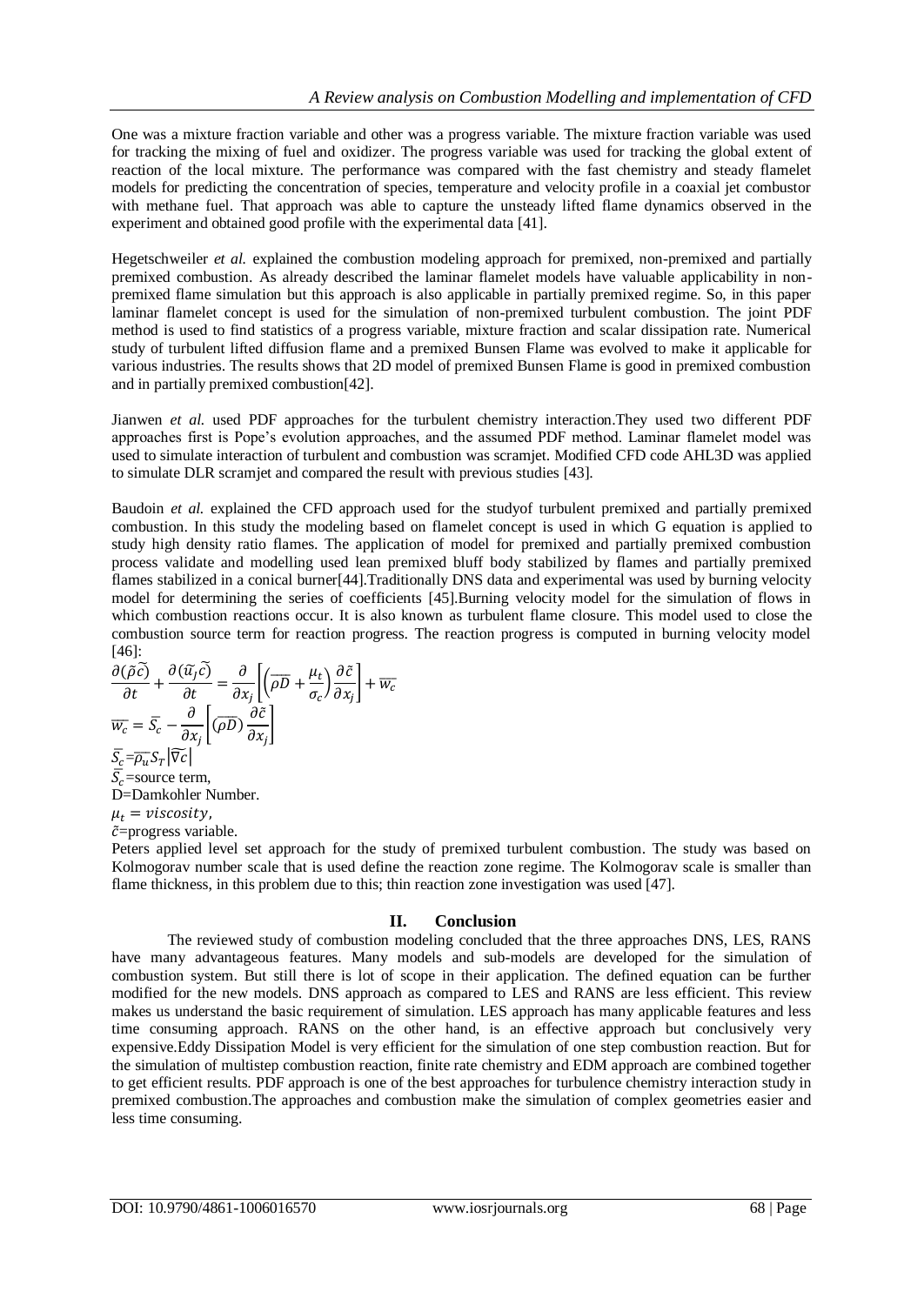One was a mixture fraction variable and other was a progress variable. The mixture fraction variable was used for tracking the mixing of fuel and oxidizer. The progress variable was used for tracking the global extent of reaction of the local mixture. The performance was compared with the fast chemistry and steady flamelet models for predicting the concentration of species, temperature and velocity profile in a coaxial jet combustor with methane fuel. That approach was able to capture the unsteady lifted flame dynamics observed in the experiment and obtained good profile with the experimental data [41].

Hegetschweiler *et al.* explained the combustion modeling approach for premixed, non-premixed and partially premixed combustion. As already described the laminar flamelet models have valuable applicability in non-premixed flame simulation but this approach is also applicable in partially premixed regime. So, in this paper laminar flamelet concept is used for the simulation of non-premixed turbulent combustion. The joint PDF method is used to find statistics of a progress variable, mixture fraction and scalar dissipation rate. Numerical study of turbulent lifted diffusion flame and a premixed Bunsen Flame was evolved to make it applicable for various industries. The results shows that 2D model of premixed Bunsen Flame is good in premixed combustion and in partially premixed combustion[42].

Jianwen *et al.* used PDF approaches for the turbulent chemistry interaction.They used two different PDF approaches first is Pope's evolution approaches, and the assumed PDF method. Laminar flamelet model was used to simulate interaction of turbulent and combustion was scramjet. Modified CFD code AHL3D was applied to simulate DLR scramjet and compared the result with previous studies [43].

Baudoin *et al.* explained the CFD approach used for the studyof turbulent premixed and partially premixed combustion. In this study the modeling based on flamelet concept is used in which G equation is applied to study high density ratio flames. The application of model for premixed and partially premixed combustion process validate and modelling used lean premixed bluff body stabilized by flames and partially premixed flames stabilized in a conical burner[44].Traditionally DNS data and experimental was used by burning velocity model for determining the series of coefficients [45].Burning velocity model for the simulation of flows in which combustion reactions occur. It is also known as turbulent flame closure. This model used to close the combustion source term for reaction progress. The reaction progress is computed in burning velocity model [46]:

$$\frac{\partial(\tilde{\rho}\tilde{c})}{\partial t} + \frac{\partial(\tilde{u_j}\tilde{c})}{\partial t} = \frac{\partial}{\partial x_j}\left[\left(\overline{\rho D} + \frac{\mu_t}{\sigma_c}\right)\frac{\partial \tilde{c}}{\partial x_j}\right] + \overline{w_c}$$

$$\overline{w_c} = \bar{S}_c - \frac{\partial}{\partial x_j}\left[\left(\overline{\rho D}\right)\frac{\partial \tilde{c}}{\partial x_j}\right]$$

$$\bar{S}_c = \overline{\rho_u} S_T \left|\widetilde{\nabla c}\right|$$

$\bar{S}_c$=source term,
D=Damkohler Number.
$\mu_t = viscosity$,
$\tilde{c}$=progress variable.

Peters applied level set approach for the study of premixed turbulent combustion. The study was based on Kolmogorav number scale that is used define the reaction zone regime. The Kolmogorav scale is smaller than flame thickness, in this problem due to this; thin reaction zone investigation was used [47].

## II. Conclusion

The reviewed study of combustion modeling concluded that the three approaches DNS, LES, RANS have many advantageous features. Many models and sub-models are developed for the simulation of combustion system. But still there is lot of scope in their application. The defined equation can be further modified for the new models. DNS approach as compared to LES and RANS are less efficient. This review makes us understand the basic requirement of simulation. LES approach has many applicable features and less time consuming approach. RANS on the other hand, is an effective approach but conclusively very expensive.Eddy Dissipation Model is very efficient for the simulation of one step combustion reaction. But for the simulation of multistep combustion reaction, finite rate chemistry and EDM approach are combined together to get efficient results. PDF approach is one of the best approaches for turbulence chemistry interaction study in premixed combustion.The approaches and combustion make the simulation of complex geometries easier and less time consuming.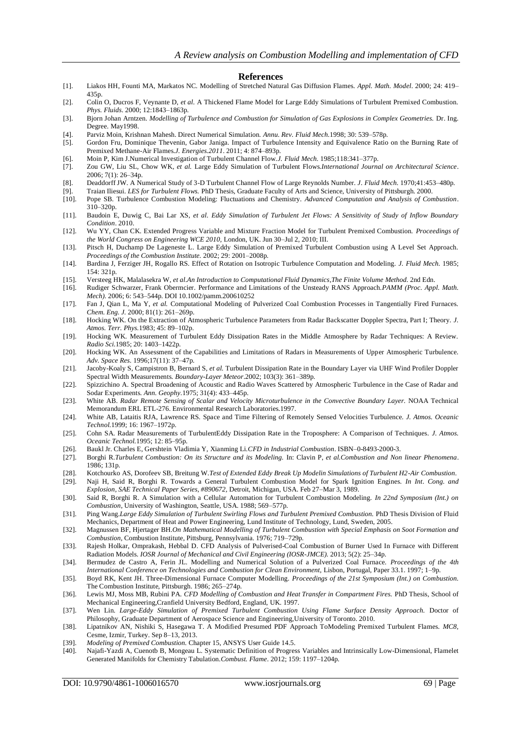## References

- [1]. Liakos HH, Founti MA, Markatos NC. Modelling of Stretched Natural Gas Diffusion Flames. *Appl. Math. Model*. 2000; 24: 419–435p.
- [2]. Colin O, Ducros F, Veynante D, *et al*. A Thickened Flame Model for Large Eddy Simulations of Turbulent Premixed Combustion. *Phys. Fluids*. 2000; 12:1843–1863p.
- [3]. Bjorn Johan Arntzen. *Modelling of Turbulence and Combustion for Simulation of Gas Explosions in Complex Geometries.* Dr. Ing. Degree. May1998.
- [4]. Parviz Moin, Krishnan Mahesh. Direct Numerical Simulation. *Annu. Rev. Fluid Mech*.1998; 30: 539–578p.
- [5]. Gordon Fru, Dominique Thevenin, Gabor Janiga. Impact of Turbulence Intensity and Equivalence Ratio on the Burning Rate of Premixed Methane-Air Flames.*J. Energies.2011*. 2011; 4: 874–893p.
- [6]. Moin P, Kim J.Numerical Investigation of Turbulent Channel Flow.*J. Fluid Mech.* 1985;118:341–377p.
- [7]. Zou GW, Liu SL, Chow WK, *et al.* Large Eddy Simulation of Turbulent Flows.*International Journal on Architectural Science*. 2006; 7(1): 26–34p.
- [8]. Deaddorff JW. A Numerical Study of 3-D Turbulent Channel Flow of Large Reynolds Number. *J. Fluid Mech*. 1970;41:453–480p.
- [9]. Traian Iliesui. *LES for Turbulent Flows.* PhD Thesis, Graduate Faculty of Arts and Science, University of Pittsburgh. 2000.
- [10]. Pope SB. Turbulence Combustion Modeling: Fluctuations and Chemistry. *Advanced Computation and Analysis of Combustion*. 310–320p.
- [11]. Baudoin E, Duwig C, Bai Lar XS, *et al*. *Eddy Simulation of Turbulent Jet Flows: A Sensitivity of Study of Inflow Boundary Condition*. 2010.
- [12]. Wu YY, Chan CK. Extended Progress Variable and Mixture Fraction Model for Turbulent Premixed Combustion. *Proceedings of the World Congress on Engineering WCE 2010*, London, UK. Jun 30–Jul 2, 2010; III.
- [13]. Pitsch H, Duchamp De Lageneste L. Large Eddy Simulation of Premixed Turbulent Combustion using A Level Set Approach. *Proceedings of the Combustion Institute.* 2002; 29: 2001–2008p.
- [14]. Bardina J, Ferziger JH, Rogallo RS. Effect of Rotation on Isotropic Turbulence Computation and Modeling. *J. Fluid Mech.* 1985; 154: 321p.
- [15]. Versteeg HK, Malalasekra W, *et al.An Introduction to Computational Fluid Dynamics,The Finite Volume Method.* 2nd Edn.
- [16]. Rudiger Schwarzer, Frank Obermcier. Performance and Limitations of the Unsteady RANS Approach.*PAMM (Proc. Appl. Math. Mech).* 2006; 6: 543–544p. DOI 10.1002/pamm.200610252
- [17]. Fan J, Qian L, Ma Y, *et al.* Computational Modeling of Pulverized Coal Combustion Processes in Tangentially Fired Furnaces. *Chem. Eng. J.* 2000; 81(1): 261–269p.
- [18]. Hocking WK. On the Extraction of Atmospheric Turbulence Parameters from Radar Backscatter Doppler Spectra, Part I; Theory. *J. Atmos. Terr. Phys.*1983; 45: 89–102p.
- [19]. Hocking WK. Measurement of Turbulent Eddy Dissipation Rates in the Middle Atmosphere by Radar Techniques: A Review. *Radio Sci.*1985; 20: 1403–1422p.
- [20]. Hocking WK. An Assessment of the Capabilities and Limitations of Radars in Measurements of Upper Atmospheric Turbulence. *Adv. Space Res.* 1996;17(11): 37–47p.
- [21]. Jacoby-Koaly S, Campistron B, Bernard S, *et al.* Turbulent Dissipation Rate in the Boundary Layer via UHF Wind Profiler Doppler Spectral Width Measurements. *Boundary-Layer Meteor*.2002; 103(3): 361–389p.
- [22]. Spizzichino A. Spectral Broadening of Acoustic and Radio Waves Scattered by Atmospheric Turbulence in the Case of Radar and Sodar Experiments. *Ann. Geophy.*1975; 31(4): 433–445p.
- [23]. White AB. *Radar Remote Sensing of Scalar and Velocity Microturbulence in the Convective Boundary Layer.* NOAA Technical Memorandum ERL ETL-276. Environmental Research Laboratories.1997.
- [24]. White AB, Lataitis RJA, Lawrence RS. Space and Time Filtering of Remotely Sensed Velocities Turbulence. *J. Atmos. Oceanic Technol.*1999; 16: 1967–1972p.
- [25]. Cohn SA. Radar Measurements of TurbulentEddy Dissipation Rate in the Troposphere: A Comparison of Techniques. *J. Atmos. Oceanic Technol.*1995; 12: 85–95p.
- [26]. Baukl Jr. Charles E, Gershtein Vladimia Y, Xianming Li.*CFD in Industrial Combustion*. ISBN–0-8493-2000-3.
- [27]. Borghi R.*Turbulent Combustion: On its Structure and its Modeling.* In: Clavin P, *et al.Combustion and Non linear Phenomena*. 1986; 131p.
- [28]. Kotchourko AS, Dorofeev SB, Breitung W.*Test of Extended Eddy Break Up Modelin Simulations of Turbulent H2-Air Combustion*.
- [29]. Naji H, Said R, Borghi R. Towards a General Turbulent Combustion Model for Spark Ignition Engines. *In Int. Cong. and Explosion, SAE Technical Paper Series, #890672,* Detroit, Michigan, USA. Feb 27–Mar 3, 1989.
- [30]. Said R, Borghi R. A Simulation with a Cellular Automation for Turbulent Combustion Modeling. *In 22nd Symposium (Int.) on Combustion*, University of Washington, Seattle, USA. 1988; 569–577p.
- [31]. Ping Wang.*Large Eddy Simulation of Turbulent Swirling Flows and Turbulent Premixed Combustion.* PhD Thesis Division of Fluid Mechanics, Department of Heat and Power Engineering, Lund Institute of Technology, Lund, Sweden, 2005.
- [32]. Magnussen BF, Hjertager BH.*On Mathematical Modelling of Turbulent Combustion with Special Emphasis on Soot Formation and Combustion*, Combustion Institute, Pittsburg, Pennsylvania. 1976; 719–729p.
- [33]. Rajesh Holkar, Omprakash, Hebbal D. CFD Analysis of Pulverised-Coal Combustion of Burner Used In Furnace with Different Radiation Models. *IOSR Journal of Mechanical and Civil Engineering (IOSR-JMCE).* 2013; 5(2): 25–34p.
- [34]. Bermudez de Castro A, Ferin JL. Modelling and Numerical Solution of a Pulverized Coal Furnace. *Proceedings of the 4th International Conference on Technologies and Combustion for Clean Environment,* Lisbon, Portugal, Paper 33.1. 1997; 1–9p.
- [35]. Boyd RK, Kent JH. Three-Dimensional Furnace Computer Modelling. *Proceedings of the 21st Symposium (Int.) on Combustion.* The Combustion Institute, Pittsburgh. 1986; 265–274p.
- [36]. Lewis MJ, Moss MB, Rubini PA. *CFD Modelling of Combustion and Heat Transfer in Compartment Fires.* PhD Thesis, School of Mechanical Engineering,Cranfield University Bedford, England, UK. 1997.
- [37]. Wen Lin. *Large-Eddy Simulation of Premixed Turbulent Combustion Using Flame Surface Density Approach.* Doctor of Philosophy, Graduate Department of Aerospace Science and Engineering,University of Toronto. 2010.
- [38]. Lipatnikov AN, Nishiki S, Hasegawa T. A Modified Presumed PDF Approach ToModeling Premixed Turbulent Flames. *MC8*, Cesme, Izmir, Turkey. Sep 8–13, 2013.
- [39]. *Modeling of Premixed Combustion.* Chapter 15, ANSYS User Guide 14.5.
- [40]. Najafi-Yazdi A, Cuenotb B, Mongeau L. Systematic Definition of Progress Variables and Intrinsically Low-Dimensional, Flamelet Generated Manifolds for Chemistry Tabulation.*Combust. Flame*. 2012; 159: 1197–1204p.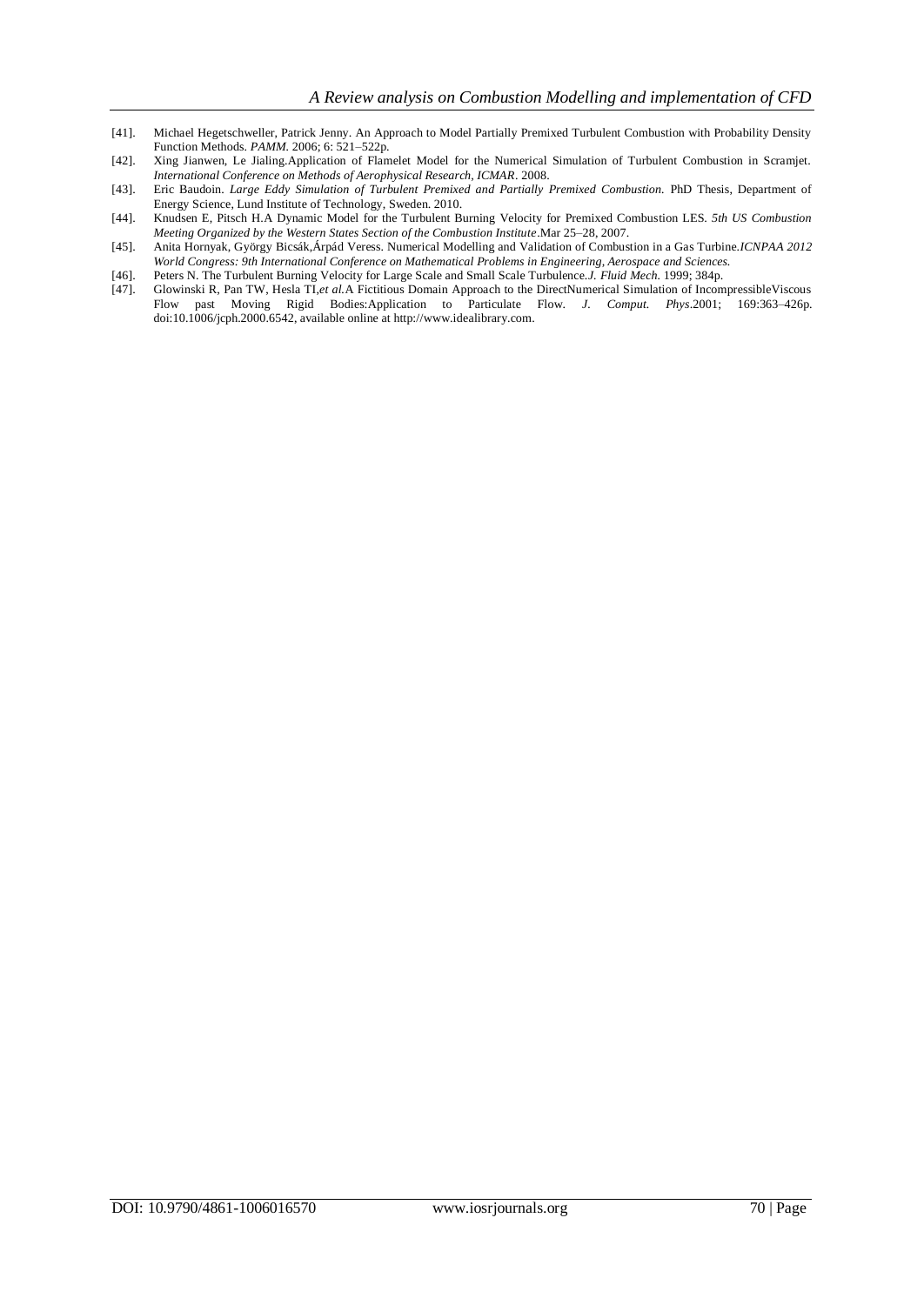[41]. Michael Hegetschweller, Patrick Jenny. An Approach to Model Partially Premixed Turbulent Combustion with Probability Density Function Methods. *PAMM*. 2006; 6: 521–522p.

[42]. Xing Jianwen, Le Jialing.Application of Flamelet Model for the Numerical Simulation of Turbulent Combustion in Scramjet. *International Conference on Methods of Aerophysical Research, ICMAR*. 2008.

[43]. Eric Baudoin. *Large Eddy Simulation of Turbulent Premixed and Partially Premixed Combustion.* PhD Thesis, Department of Energy Science, Lund Institute of Technology, Sweden. 2010.

[44]. Knudsen E, Pitsch H.A Dynamic Model for the Turbulent Burning Velocity for Premixed Combustion LES. *5th US Combustion Meeting Organized by the Western States Section of the Combustion Institute*.Mar 25–28, 2007.

[45]. Anita Hornyak, György Bicsák,Árpád Veress. Numerical Modelling and Validation of Combustion in a Gas Turbine.*ICNPAA 2012 World Congress: 9th International Conference on Mathematical Problems in Engineering, Aerospace and Sciences.*

[46]. Peters N. The Turbulent Burning Velocity for Large Scale and Small Scale Turbulence.*J. Fluid Mech.* 1999; 384p.

[47]. Glowinski R, Pan TW, Hesla TI,*et al.*A Fictitious Domain Approach to the DirectNumerical Simulation of IncompressibleViscous Flow past Moving Rigid Bodies:Application to Particulate Flow. *J. Comput. Phys*.2001; 169:363–426p. doi:10.1006/jcph.2000.6542, available online at http://www.idealibrary.com.